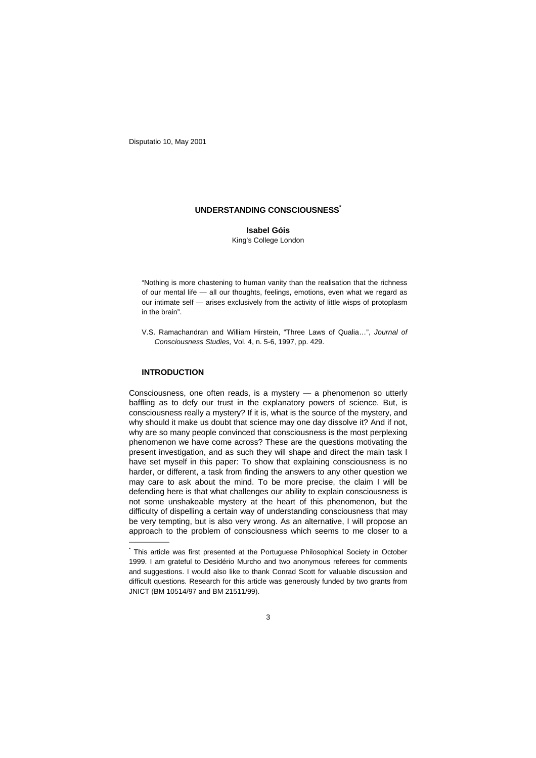# UNDERSTANDING CONSCIOUSNESS*

**Isabel Góis**
King's College London

> "Nothing is more chastening to human vanity than the realisation that the richness of our mental life — all our thoughts, feelings, emotions, even what we regard as our intimate self — arises exclusively from the activity of little wisps of protoplasm in the brain".
>
> V.S. Ramachandran and William Hirstein, "Three Laws of Qualia…", *Journal of Consciousness Studies,* Vol. 4, n. 5-6, 1997, pp. 429.

## INTRODUCTION

Consciousness, one often reads, is a mystery — a phenomenon so utterly baffling as to defy our trust in the explanatory powers of science. But, is consciousness really a mystery? If it is, what is the source of the mystery, and why should it make us doubt that science may one day dissolve it? And if not, why are so many people convinced that consciousness is the most perplexing phenomenon we have come across? These are the questions motivating the present investigation, and as such they will shape and direct the main task I have set myself in this paper: To show that explaining consciousness is no harder, or different, a task from finding the answers to any other question we may care to ask about the mind. To be more precise, the claim I will be defending here is that what challenges our ability to explain consciousness is not some unshakeable mystery at the heart of this phenomenon, but the difficulty of dispelling a certain way of understanding consciousness that may be very tempting, but is also very wrong. As an alternative, I will propose an approach to the problem of consciousness which seems to me closer to a

---

\* This article was first presented at the Portuguese Philosophical Society in October 1999. I am grateful to Desidério Murcho and two anonymous referees for comments and suggestions. I would also like to thank Conrad Scott for valuable discussion and difficult questions. Research for this article was generously funded by two grants from JNICT (BM 10514/97 and BM 21511/99).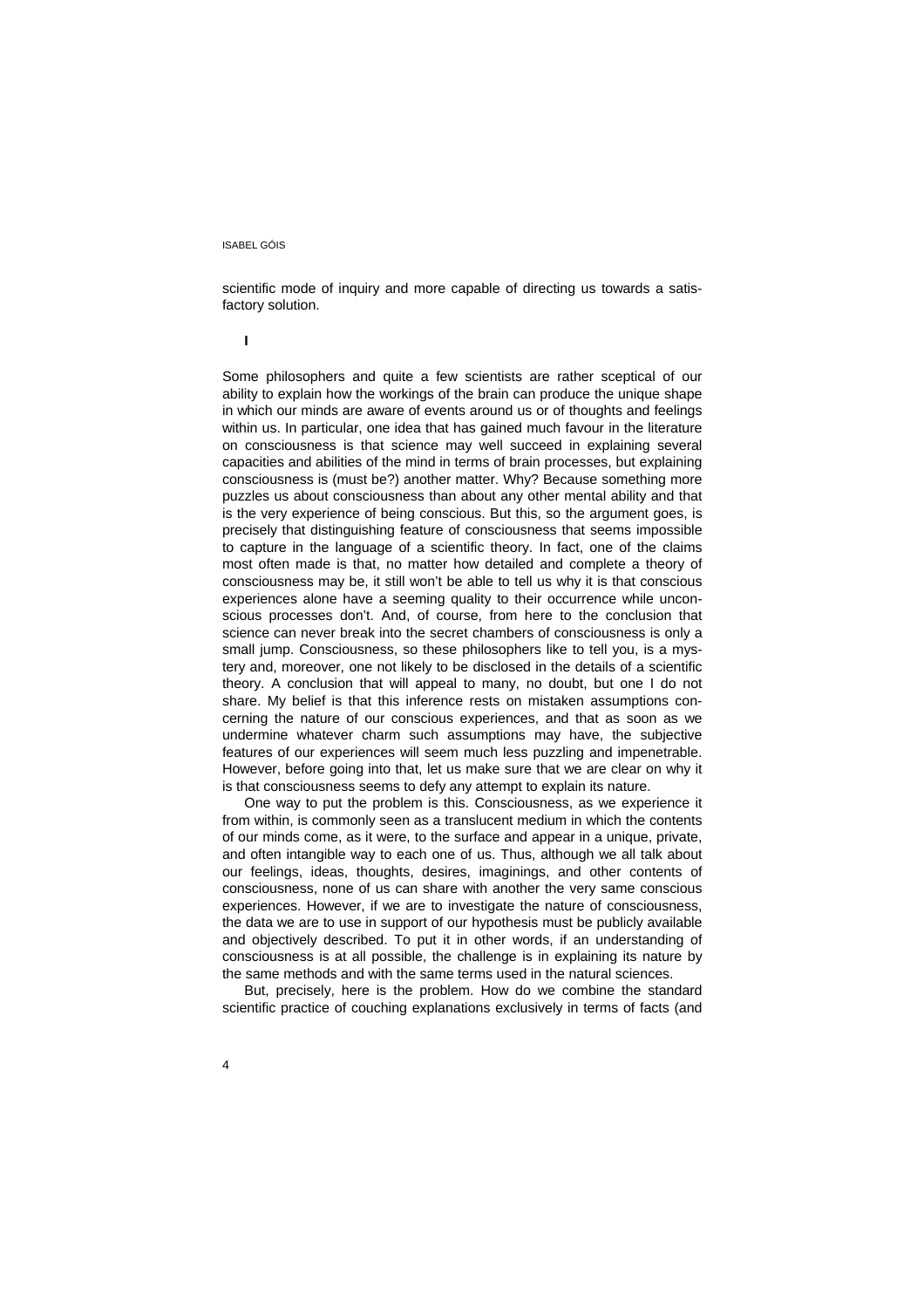scientific mode of inquiry and more capable of directing us towards a satisfactory solution.

## I

Some philosophers and quite a few scientists are rather sceptical of our ability to explain how the workings of the brain can produce the unique shape in which our minds are aware of events around us or of thoughts and feelings within us. In particular, one idea that has gained much favour in the literature on consciousness is that science may well succeed in explaining several capacities and abilities of the mind in terms of brain processes, but explaining consciousness is (must be?) another matter. Why? Because something more puzzles us about consciousness than about any other mental ability and that is the very experience of being conscious. But this, so the argument goes, is precisely that distinguishing feature of consciousness that seems impossible to capture in the language of a scientific theory. In fact, one of the claims most often made is that, no matter how detailed and complete a theory of consciousness may be, it still won't be able to tell us why it is that conscious experiences alone have a seeming quality to their occurrence while unconscious processes don't. And, of course, from here to the conclusion that science can never break into the secret chambers of consciousness is only a small jump. Consciousness, so these philosophers like to tell you, is a mystery and, moreover, one not likely to be disclosed in the details of a scientific theory. A conclusion that will appeal to many, no doubt, but one I do not share. My belief is that this inference rests on mistaken assumptions concerning the nature of our conscious experiences, and that as soon as we undermine whatever charm such assumptions may have, the subjective features of our experiences will seem much less puzzling and impenetrable. However, before going into that, let us make sure that we are clear on why it is that consciousness seems to defy any attempt to explain its nature.

One way to put the problem is this. Consciousness, as we experience it from within, is commonly seen as a translucent medium in which the contents of our minds come, as it were, to the surface and appear in a unique, private, and often intangible way to each one of us. Thus, although we all talk about our feelings, ideas, thoughts, desires, imaginings, and other contents of consciousness, none of us can share with another the very same conscious experiences. However, if we are to investigate the nature of consciousness, the data we are to use in support of our hypothesis must be publicly available and objectively described. To put it in other words, if an understanding of consciousness is at all possible, the challenge is in explaining its nature by the same methods and with the same terms used in the natural sciences.

But, precisely, here is the problem. How do we combine the standard scientific practice of couching explanations exclusively in terms of facts (and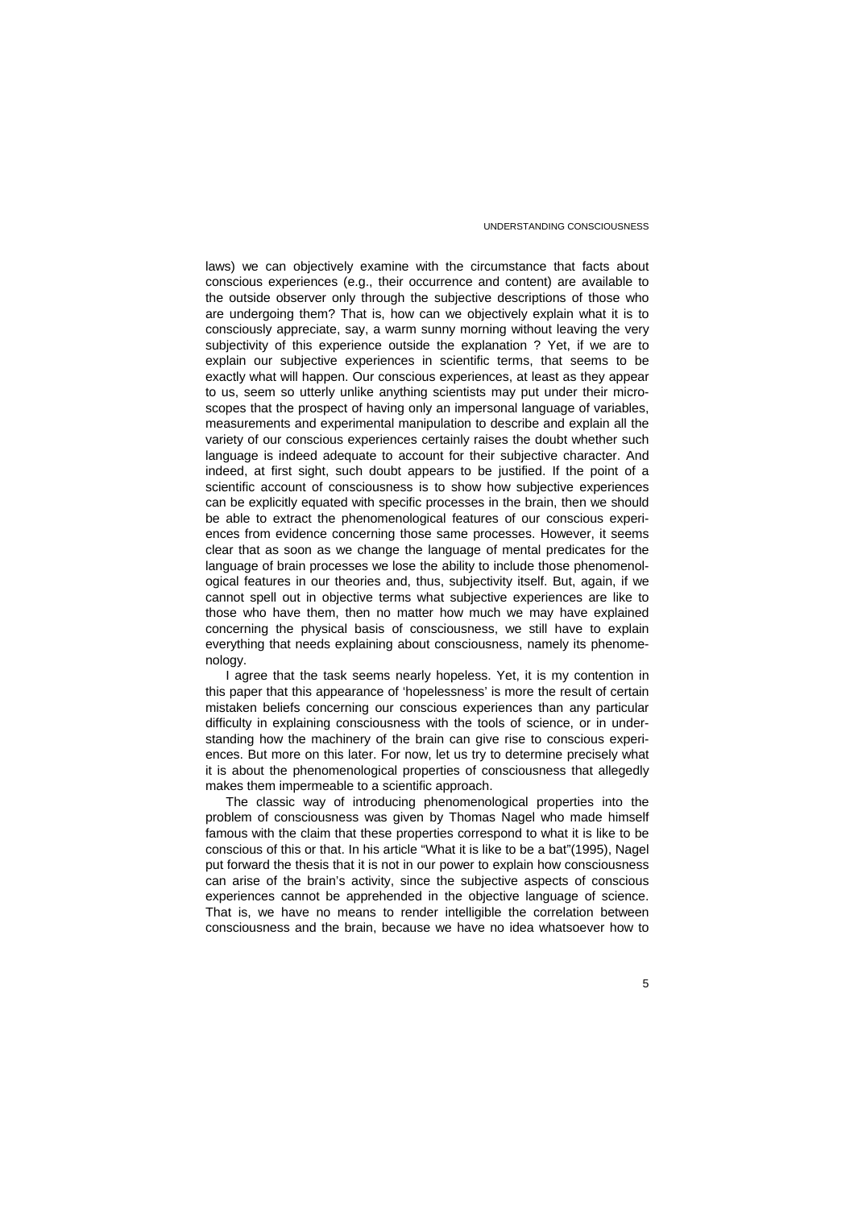laws) we can objectively examine with the circumstance that facts about conscious experiences (e.g., their occurrence and content) are available to the outside observer only through the subjective descriptions of those who are undergoing them? That is, how can we objectively explain what it is to consciously appreciate, say, a warm sunny morning without leaving the very subjectivity of this experience outside the explanation ? Yet, if we are to explain our subjective experiences in scientific terms, that seems to be exactly what will happen. Our conscious experiences, at least as they appear to us, seem so utterly unlike anything scientists may put under their microscopes that the prospect of having only an impersonal language of variables, measurements and experimental manipulation to describe and explain all the variety of our conscious experiences certainly raises the doubt whether such language is indeed adequate to account for their subjective character. And indeed, at first sight, such doubt appears to be justified. If the point of a scientific account of consciousness is to show how subjective experiences can be explicitly equated with specific processes in the brain, then we should be able to extract the phenomenological features of our conscious experiences from evidence concerning those same processes. However, it seems clear that as soon as we change the language of mental predicates for the language of brain processes we lose the ability to include those phenomenological features in our theories and, thus, subjectivity itself. But, again, if we cannot spell out in objective terms what subjective experiences are like to those who have them, then no matter how much we may have explained concerning the physical basis of consciousness, we still have to explain everything that needs explaining about consciousness, namely its phenomenology.

I agree that the task seems nearly hopeless. Yet, it is my contention in this paper that this appearance of 'hopelessness' is more the result of certain mistaken beliefs concerning our conscious experiences than any particular difficulty in explaining consciousness with the tools of science, or in understanding how the machinery of the brain can give rise to conscious experiences. But more on this later. For now, let us try to determine precisely what it is about the phenomenological properties of consciousness that allegedly makes them impermeable to a scientific approach.

The classic way of introducing phenomenological properties into the problem of consciousness was given by Thomas Nagel who made himself famous with the claim that these properties correspond to what it is like to be conscious of this or that. In his article "What it is like to be a bat"(1995), Nagel put forward the thesis that it is not in our power to explain how consciousness can arise of the brain's activity, since the subjective aspects of conscious experiences cannot be apprehended in the objective language of science. That is, we have no means to render intelligible the correlation between consciousness and the brain, because we have no idea whatsoever how to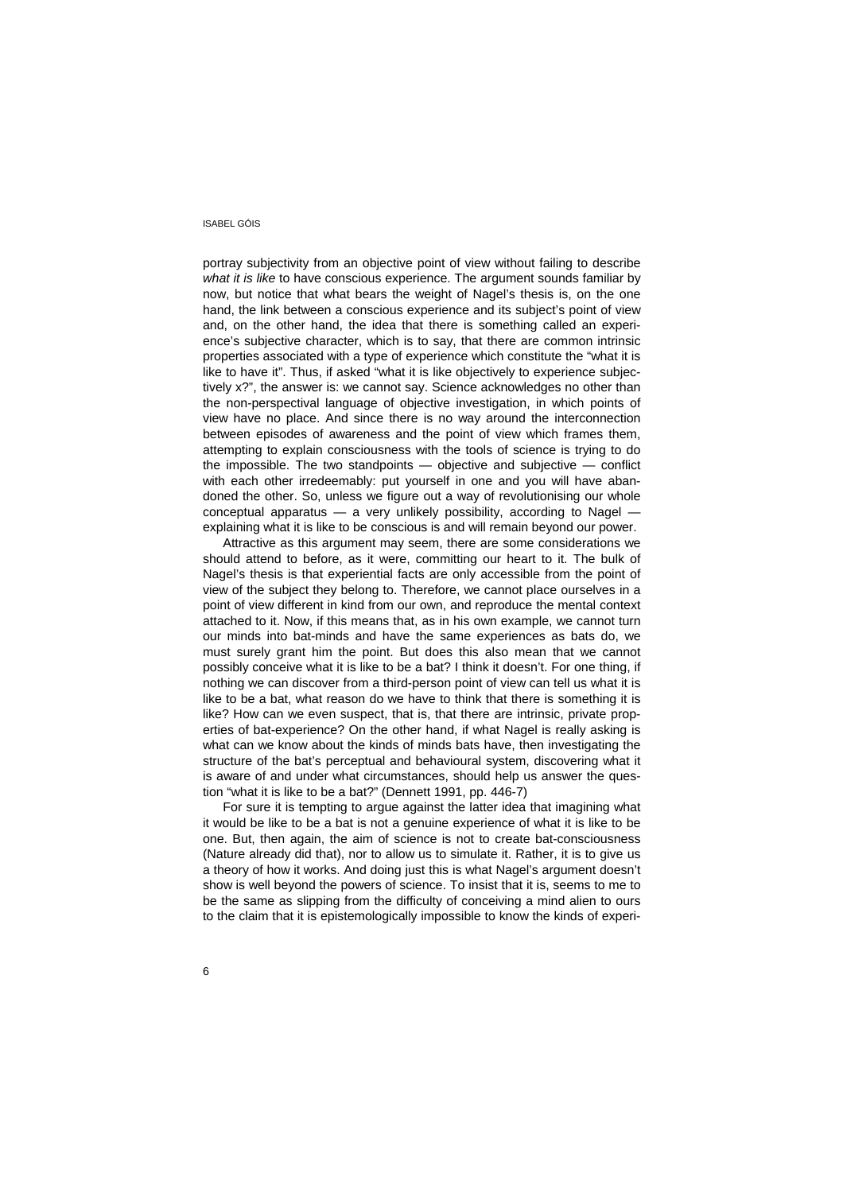portray subjectivity from an objective point of view without failing to describe *what it is like* to have conscious experience. The argument sounds familiar by now, but notice that what bears the weight of Nagel's thesis is, on the one hand, the link between a conscious experience and its subject's point of view and, on the other hand, the idea that there is something called an experience's subjective character, which is to say, that there are common intrinsic properties associated with a type of experience which constitute the "what it is like to have it". Thus, if asked "what it is like objectively to experience subjectively x?", the answer is: we cannot say. Science acknowledges no other than the non-perspectival language of objective investigation, in which points of view have no place. And since there is no way around the interconnection between episodes of awareness and the point of view which frames them, attempting to explain consciousness with the tools of science is trying to do the impossible. The two standpoints — objective and subjective — conflict with each other irredeemably: put yourself in one and you will have abandoned the other. So, unless we figure out a way of revolutionising our whole conceptual apparatus — a very unlikely possibility, according to Nagel — explaining what it is like to be conscious is and will remain beyond our power.

Attractive as this argument may seem, there are some considerations we should attend to before, as it were, committing our heart to it. The bulk of Nagel's thesis is that experiential facts are only accessible from the point of view of the subject they belong to. Therefore, we cannot place ourselves in a point of view different in kind from our own, and reproduce the mental context attached to it. Now, if this means that, as in his own example, we cannot turn our minds into bat-minds and have the same experiences as bats do, we must surely grant him the point. But does this also mean that we cannot possibly conceive what it is like to be a bat? I think it doesn't. For one thing, if nothing we can discover from a third-person point of view can tell us what it is like to be a bat, what reason do we have to think that there is something it is like? How can we even suspect, that is, that there are intrinsic, private properties of bat-experience? On the other hand, if what Nagel is really asking is what can we know about the kinds of minds bats have, then investigating the structure of the bat's perceptual and behavioural system, discovering what it is aware of and under what circumstances, should help us answer the question "what it is like to be a bat?" (Dennett 1991, pp. 446-7)

For sure it is tempting to argue against the latter idea that imagining what it would be like to be a bat is not a genuine experience of what it is like to be one. But, then again, the aim of science is not to create bat-consciousness (Nature already did that), nor to allow us to simulate it. Rather, it is to give us a theory of how it works. And doing just this is what Nagel's argument doesn't show is well beyond the powers of science. To insist that it is, seems to me to be the same as slipping from the difficulty of conceiving a mind alien to ours to the claim that it is epistemologically impossible to know the kinds of experi-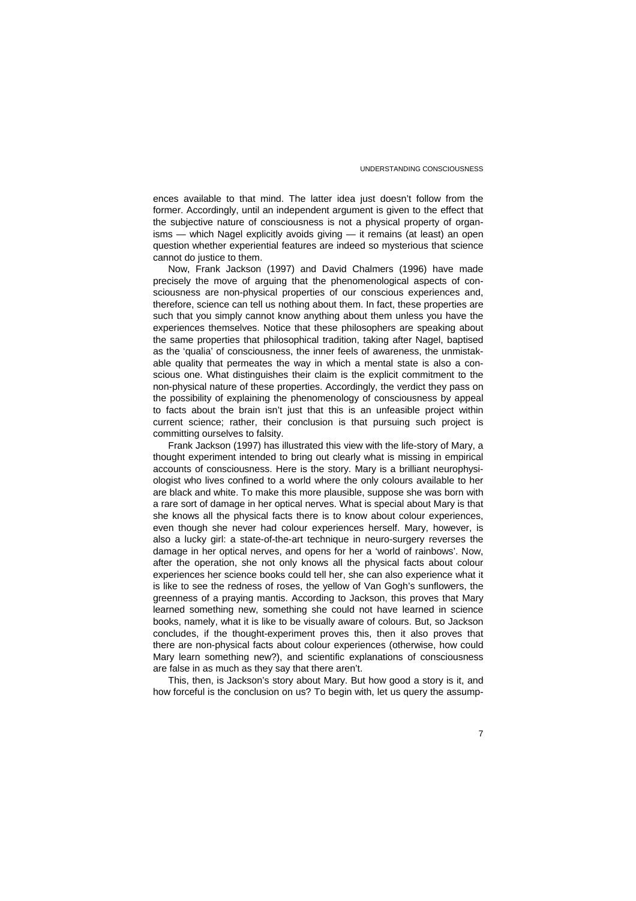ences available to that mind. The latter idea just doesn't follow from the former. Accordingly, until an independent argument is given to the effect that the subjective nature of consciousness is not a physical property of organisms — which Nagel explicitly avoids giving — it remains (at least) an open question whether experiential features are indeed so mysterious that science cannot do justice to them.

Now, Frank Jackson (1997) and David Chalmers (1996) have made precisely the move of arguing that the phenomenological aspects of consciousness are non-physical properties of our conscious experiences and, therefore, science can tell us nothing about them. In fact, these properties are such that you simply cannot know anything about them unless you have the experiences themselves. Notice that these philosophers are speaking about the same properties that philosophical tradition, taking after Nagel, baptised as the 'qualia' of consciousness, the inner feels of awareness, the unmistakable quality that permeates the way in which a mental state is also a conscious one. What distinguishes their claim is the explicit commitment to the non-physical nature of these properties. Accordingly, the verdict they pass on the possibility of explaining the phenomenology of consciousness by appeal to facts about the brain isn't just that this is an unfeasible project within current science; rather, their conclusion is that pursuing such project is committing ourselves to falsity.

Frank Jackson (1997) has illustrated this view with the life-story of Mary, a thought experiment intended to bring out clearly what is missing in empirical accounts of consciousness. Here is the story. Mary is a brilliant neurophysiologist who lives confined to a world where the only colours available to her are black and white. To make this more plausible, suppose she was born with a rare sort of damage in her optical nerves. What is special about Mary is that she knows all the physical facts there is to know about colour experiences, even though she never had colour experiences herself. Mary, however, is also a lucky girl: a state-of-the-art technique in neuro-surgery reverses the damage in her optical nerves, and opens for her a 'world of rainbows'. Now, after the operation, she not only knows all the physical facts about colour experiences her science books could tell her, she can also experience what it is like to see the redness of roses, the yellow of Van Gogh's sunflowers, the greenness of a praying mantis. According to Jackson, this proves that Mary learned something new, something she could not have learned in science books, namely, what it is like to be visually aware of colours. But, so Jackson concludes, if the thought-experiment proves this, then it also proves that there are non-physical facts about colour experiences (otherwise, how could Mary learn something new?), and scientific explanations of consciousness are false in as much as they say that there aren't.

This, then, is Jackson's story about Mary. But how good a story is it, and how forceful is the conclusion on us? To begin with, let us query the assump-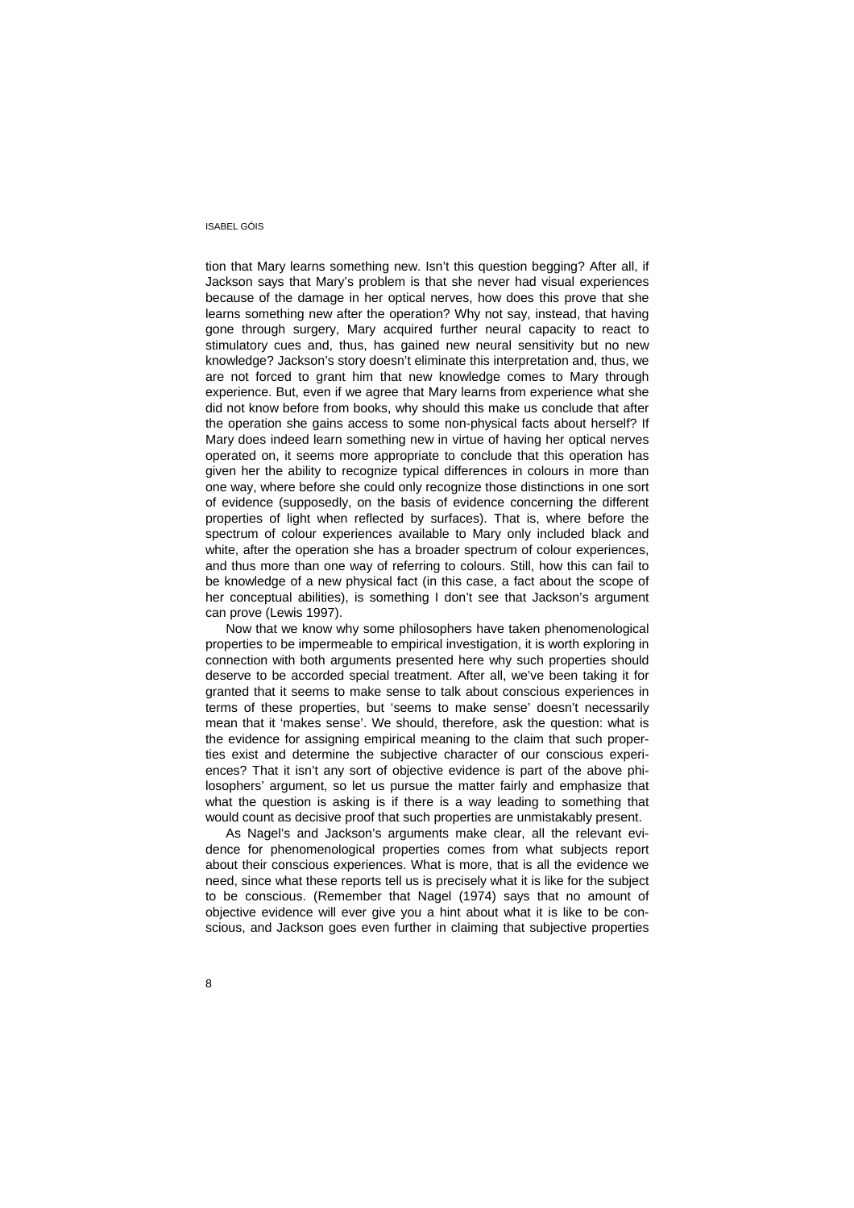tion that Mary learns something new. Isn't this question begging? After all, if Jackson says that Mary's problem is that she never had visual experiences because of the damage in her optical nerves, how does this prove that she learns something new after the operation? Why not say, instead, that having gone through surgery, Mary acquired further neural capacity to react to stimulatory cues and, thus, has gained new neural sensitivity but no new knowledge? Jackson's story doesn't eliminate this interpretation and, thus, we are not forced to grant him that new knowledge comes to Mary through experience. But, even if we agree that Mary learns from experience what she did not know before from books, why should this make us conclude that after the operation she gains access to some non-physical facts about herself? If Mary does indeed learn something new in virtue of having her optical nerves operated on, it seems more appropriate to conclude that this operation has given her the ability to recognize typical differences in colours in more than one way, where before she could only recognize those distinctions in one sort of evidence (supposedly, on the basis of evidence concerning the different properties of light when reflected by surfaces). That is, where before the spectrum of colour experiences available to Mary only included black and white, after the operation she has a broader spectrum of colour experiences, and thus more than one way of referring to colours. Still, how this can fail to be knowledge of a new physical fact (in this case, a fact about the scope of her conceptual abilities), is something I don't see that Jackson's argument can prove (Lewis 1997).

Now that we know why some philosophers have taken phenomenological properties to be impermeable to empirical investigation, it is worth exploring in connection with both arguments presented here why such properties should deserve to be accorded special treatment. After all, we've been taking it for granted that it seems to make sense to talk about conscious experiences in terms of these properties, but 'seems to make sense' doesn't necessarily mean that it 'makes sense'. We should, therefore, ask the question: what is the evidence for assigning empirical meaning to the claim that such properties exist and determine the subjective character of our conscious experiences? That it isn't any sort of objective evidence is part of the above philosophers' argument, so let us pursue the matter fairly and emphasize that what the question is asking is if there is a way leading to something that would count as decisive proof that such properties are unmistakably present.

As Nagel's and Jackson's arguments make clear, all the relevant evidence for phenomenological properties comes from what subjects report about their conscious experiences. What is more, that is all the evidence we need, since what these reports tell us is precisely what it is like for the subject to be conscious. (Remember that Nagel (1974) says that no amount of objective evidence will ever give you a hint about what it is like to be conscious, and Jackson goes even further in claiming that subjective properties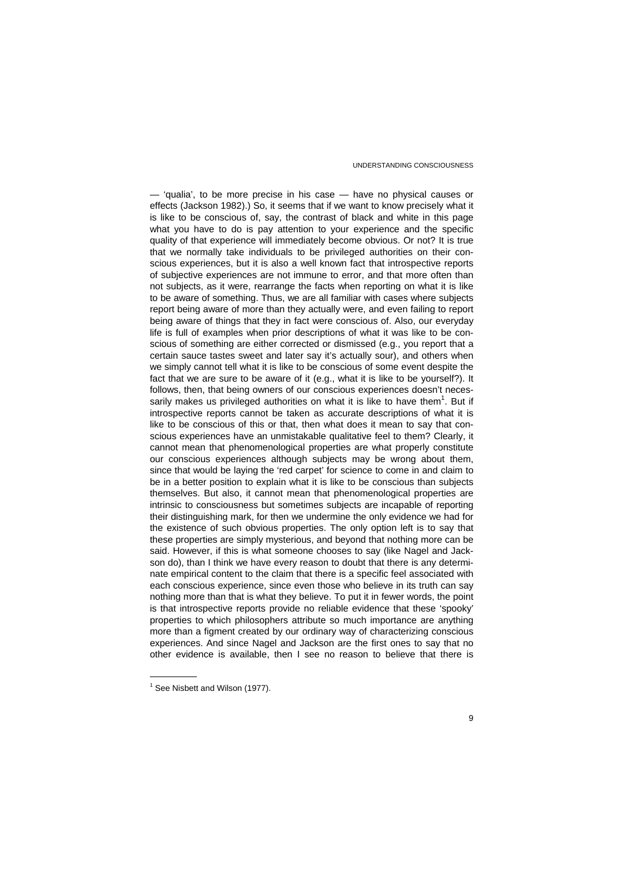— 'qualia', to be more precise in his case — have no physical causes or effects (Jackson 1982).) So, it seems that if we want to know precisely what it is like to be conscious of, say, the contrast of black and white in this page what you have to do is pay attention to your experience and the specific quality of that experience will immediately become obvious. Or not? It is true that we normally take individuals to be privileged authorities on their conscious experiences, but it is also a well known fact that introspective reports of subjective experiences are not immune to error, and that more often than not subjects, as it were, rearrange the facts when reporting on what it is like to be aware of something. Thus, we are all familiar with cases where subjects report being aware of more than they actually were, and even failing to report being aware of things that they in fact were conscious of. Also, our everyday life is full of examples when prior descriptions of what it was like to be conscious of something are either corrected or dismissed (e.g., you report that a certain sauce tastes sweet and later say it's actually sour), and others when we simply cannot tell what it is like to be conscious of some event despite the fact that we are sure to be aware of it (e.g., what it is like to be yourself?). It follows, then, that being owners of our conscious experiences doesn't necessarily makes us privileged authorities on what it is like to have them[1]. But if introspective reports cannot be taken as accurate descriptions of what it is like to be conscious of this or that, then what does it mean to say that conscious experiences have an unmistakable qualitative feel to them? Clearly, it cannot mean that phenomenological properties are what properly constitute our conscious experiences although subjects may be wrong about them, since that would be laying the 'red carpet' for science to come in and claim to be in a better position to explain what it is like to be conscious than subjects themselves. But also, it cannot mean that phenomenological properties are intrinsic to consciousness but sometimes subjects are incapable of reporting their distinguishing mark, for then we undermine the only evidence we had for the existence of such obvious properties. The only option left is to say that these properties are simply mysterious, and beyond that nothing more can be said. However, if this is what someone chooses to say (like Nagel and Jackson do), than I think we have every reason to doubt that there is any determinate empirical content to the claim that there is a specific feel associated with each conscious experience, since even those who believe in its truth can say nothing more than that is what they believe. To put it in fewer words, the point is that introspective reports provide no reliable evidence that these 'spooky' properties to which philosophers attribute so much importance are anything more than a figment created by our ordinary way of characterizing conscious experiences. And since Nagel and Jackson are the first ones to say that no other evidence is available, then I see no reason to believe that there is

[1] See Nisbett and Wilson (1977).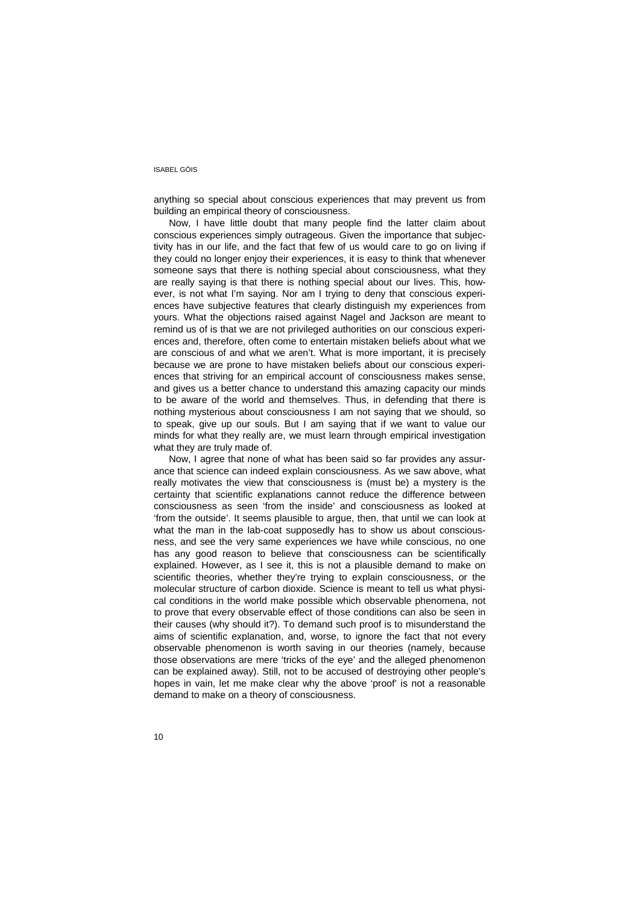anything so special about conscious experiences that may prevent us from building an empirical theory of consciousness.

Now, I have little doubt that many people find the latter claim about conscious experiences simply outrageous. Given the importance that subjectivity has in our life, and the fact that few of us would care to go on living if they could no longer enjoy their experiences, it is easy to think that whenever someone says that there is nothing special about consciousness, what they are really saying is that there is nothing special about our lives. This, however, is not what I'm saying. Nor am I trying to deny that conscious experiences have subjective features that clearly distinguish my experiences from yours. What the objections raised against Nagel and Jackson are meant to remind us of is that we are not privileged authorities on our conscious experiences and, therefore, often come to entertain mistaken beliefs about what we are conscious of and what we aren't. What is more important, it is precisely because we are prone to have mistaken beliefs about our conscious experiences that striving for an empirical account of consciousness makes sense, and gives us a better chance to understand this amazing capacity our minds to be aware of the world and themselves. Thus, in defending that there is nothing mysterious about consciousness I am not saying that we should, so to speak, give up our souls. But I am saying that if we want to value our minds for what they really are, we must learn through empirical investigation what they are truly made of.

Now, I agree that none of what has been said so far provides any assurance that science can indeed explain consciousness. As we saw above, what really motivates the view that consciousness is (must be) a mystery is the certainty that scientific explanations cannot reduce the difference between consciousness as seen 'from the inside' and consciousness as looked at 'from the outside'. It seems plausible to argue, then, that until we can look at what the man in the lab-coat supposedly has to show us about consciousness, and see the very same experiences we have while conscious, no one has any good reason to believe that consciousness can be scientifically explained. However, as I see it, this is not a plausible demand to make on scientific theories, whether they're trying to explain consciousness, or the molecular structure of carbon dioxide. Science is meant to tell us what physical conditions in the world make possible which observable phenomena, not to prove that every observable effect of those conditions can also be seen in their causes (why should it?). To demand such proof is to misunderstand the aims of scientific explanation, and, worse, to ignore the fact that not every observable phenomenon is worth saving in our theories (namely, because those observations are mere 'tricks of the eye' and the alleged phenomenon can be explained away). Still, not to be accused of destroying other people's hopes in vain, let me make clear why the above 'proof' is not a reasonable demand to make on a theory of consciousness.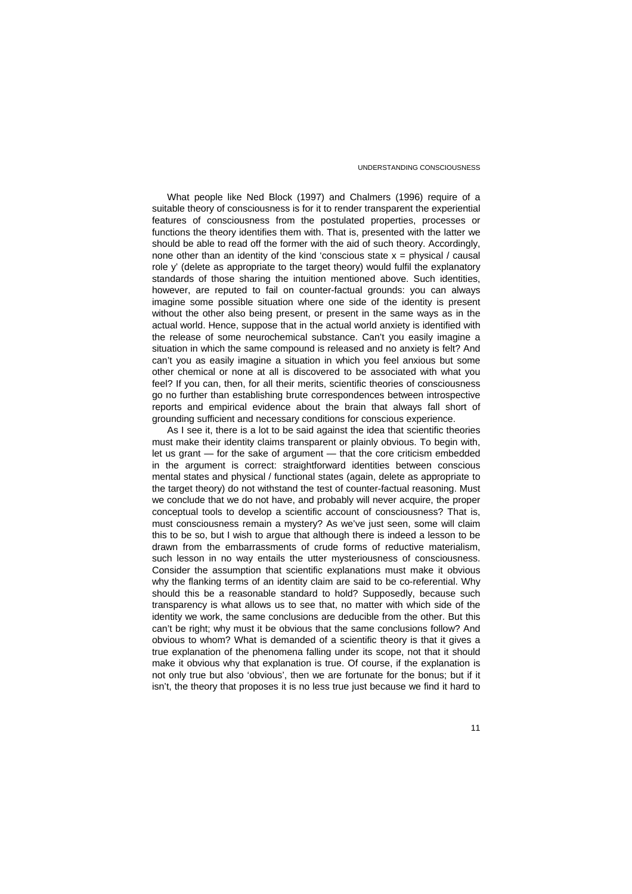What people like Ned Block (1997) and Chalmers (1996) require of a suitable theory of consciousness is for it to render transparent the experiential features of consciousness from the postulated properties, processes or functions the theory identifies them with. That is, presented with the latter we should be able to read off the former with the aid of such theory. Accordingly, none other than an identity of the kind 'conscious state x = physical / causal role y' (delete as appropriate to the target theory) would fulfil the explanatory standards of those sharing the intuition mentioned above. Such identities, however, are reputed to fail on counter-factual grounds: you can always imagine some possible situation where one side of the identity is present without the other also being present, or present in the same ways as in the actual world. Hence, suppose that in the actual world anxiety is identified with the release of some neurochemical substance. Can't you easily imagine a situation in which the same compound is released and no anxiety is felt? And can't you as easily imagine a situation in which you feel anxious but some other chemical or none at all is discovered to be associated with what you feel? If you can, then, for all their merits, scientific theories of consciousness go no further than establishing brute correspondences between introspective reports and empirical evidence about the brain that always fall short of grounding sufficient and necessary conditions for conscious experience.

As I see it, there is a lot to be said against the idea that scientific theories must make their identity claims transparent or plainly obvious. To begin with, let us grant — for the sake of argument — that the core criticism embedded in the argument is correct: straightforward identities between conscious mental states and physical / functional states (again, delete as appropriate to the target theory) do not withstand the test of counter-factual reasoning. Must we conclude that we do not have, and probably will never acquire, the proper conceptual tools to develop a scientific account of consciousness? That is, must consciousness remain a mystery? As we've just seen, some will claim this to be so, but I wish to argue that although there is indeed a lesson to be drawn from the embarrassments of crude forms of reductive materialism, such lesson in no way entails the utter mysteriousness of consciousness. Consider the assumption that scientific explanations must make it obvious why the flanking terms of an identity claim are said to be co-referential. Why should this be a reasonable standard to hold? Supposedly, because such transparency is what allows us to see that, no matter with which side of the identity we work, the same conclusions are deducible from the other. But this can't be right; why must it be obvious that the same conclusions follow? And obvious to whom? What is demanded of a scientific theory is that it gives a true explanation of the phenomena falling under its scope, not that it should make it obvious why that explanation is true. Of course, if the explanation is not only true but also 'obvious', then we are fortunate for the bonus; but if it isn't, the theory that proposes it is no less true just because we find it hard to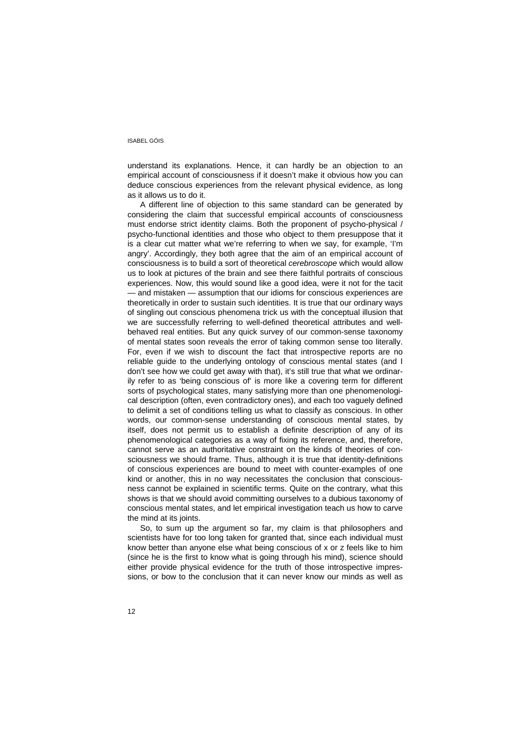understand its explanations. Hence, it can hardly be an objection to an empirical account of consciousness if it doesn't make it obvious how you can deduce conscious experiences from the relevant physical evidence, as long as it allows us to do it.

A different line of objection to this same standard can be generated by considering the claim that successful empirical accounts of consciousness must endorse strict identity claims. Both the proponent of psycho-physical / psycho-functional identities and those who object to them presuppose that it is a clear cut matter what we're referring to when we say, for example, 'I'm angry'. Accordingly, they both agree that the aim of an empirical account of consciousness is to build a sort of theoretical *cerebroscope* which would allow us to look at pictures of the brain and see there faithful portraits of conscious experiences. Now, this would sound like a good idea, were it not for the tacit — and mistaken — assumption that our idioms for conscious experiences are theoretically in order to sustain such identities. It is true that our ordinary ways of singling out conscious phenomena trick us with the conceptual illusion that we are successfully referring to well-defined theoretical attributes and well-behaved real entities. But any quick survey of our common-sense taxonomy of mental states soon reveals the error of taking common sense too literally. For, even if we wish to discount the fact that introspective reports are no reliable guide to the underlying ontology of conscious mental states (and I don't see how we could get away with that), it's still true that what we ordinarily refer to as 'being conscious of' is more like a covering term for different sorts of psychological states, many satisfying more than one phenomenological description (often, even contradictory ones), and each too vaguely defined to delimit a set of conditions telling us what to classify as conscious. In other words, our common-sense understanding of conscious mental states, by itself, does not permit us to establish a definite description of any of its phenomenological categories as a way of fixing its reference, and, therefore, cannot serve as an authoritative constraint on the kinds of theories of consciousness we should frame. Thus, although it is true that identity-definitions of conscious experiences are bound to meet with counter-examples of one kind or another, this in no way necessitates the conclusion that consciousness cannot be explained in scientific terms. Quite on the contrary, what this shows is that we should avoid committing ourselves to a dubious taxonomy of conscious mental states, and let empirical investigation teach us how to carve the mind at its joints.

So, to sum up the argument so far, my claim is that philosophers and scientists have for too long taken for granted that, since each individual must know better than anyone else what being conscious of x or z feels like to him (since he is the first to know what is going through his mind), science should either provide physical evidence for the truth of those introspective impressions, or bow to the conclusion that it can never know our minds as well as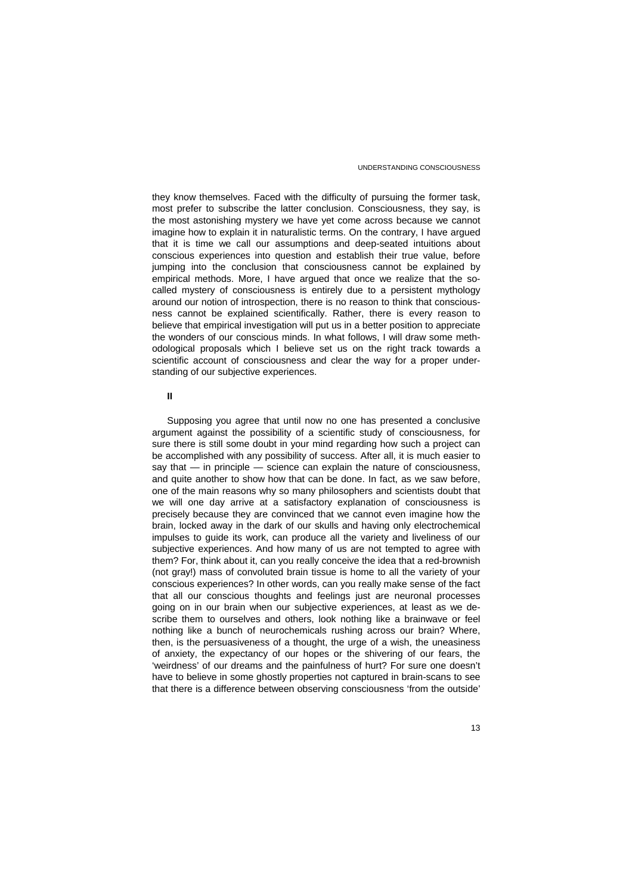they know themselves. Faced with the difficulty of pursuing the former task, most prefer to subscribe the latter conclusion. Consciousness, they say, is the most astonishing mystery we have yet come across because we cannot imagine how to explain it in naturalistic terms. On the contrary, I have argued that it is time we call our assumptions and deep-seated intuitions about conscious experiences into question and establish their true value, before jumping into the conclusion that consciousness cannot be explained by empirical methods. More, I have argued that once we realize that the so-called mystery of consciousness is entirely due to a persistent mythology around our notion of introspection, there is no reason to think that consciousness cannot be explained scientifically. Rather, there is every reason to believe that empirical investigation will put us in a better position to appreciate the wonders of our conscious minds. In what follows, I will draw some methodological proposals which I believe set us on the right track towards a scientific account of consciousness and clear the way for a proper understanding of our subjective experiences.

## II

Supposing you agree that until now no one has presented a conclusive argument against the possibility of a scientific study of consciousness, for sure there is still some doubt in your mind regarding how such a project can be accomplished with any possibility of success. After all, it is much easier to say that — in principle — science can explain the nature of consciousness, and quite another to show how that can be done. In fact, as we saw before, one of the main reasons why so many philosophers and scientists doubt that we will one day arrive at a satisfactory explanation of consciousness is precisely because they are convinced that we cannot even imagine how the brain, locked away in the dark of our skulls and having only electrochemical impulses to guide its work, can produce all the variety and liveliness of our subjective experiences. And how many of us are not tempted to agree with them? For, think about it, can you really conceive the idea that a red-brownish (not gray!) mass of convoluted brain tissue is home to all the variety of your conscious experiences? In other words, can you really make sense of the fact that all our conscious thoughts and feelings just are neuronal processes going on in our brain when our subjective experiences, at least as we describe them to ourselves and others, look nothing like a brainwave or feel nothing like a bunch of neurochemicals rushing across our brain? Where, then, is the persuasiveness of a thought, the urge of a wish, the uneasiness of anxiety, the expectancy of our hopes or the shivering of our fears, the 'weirdness' of our dreams and the painfulness of hurt? For sure one doesn't have to believe in some ghostly properties not captured in brain-scans to see that there is a difference between observing consciousness 'from the outside'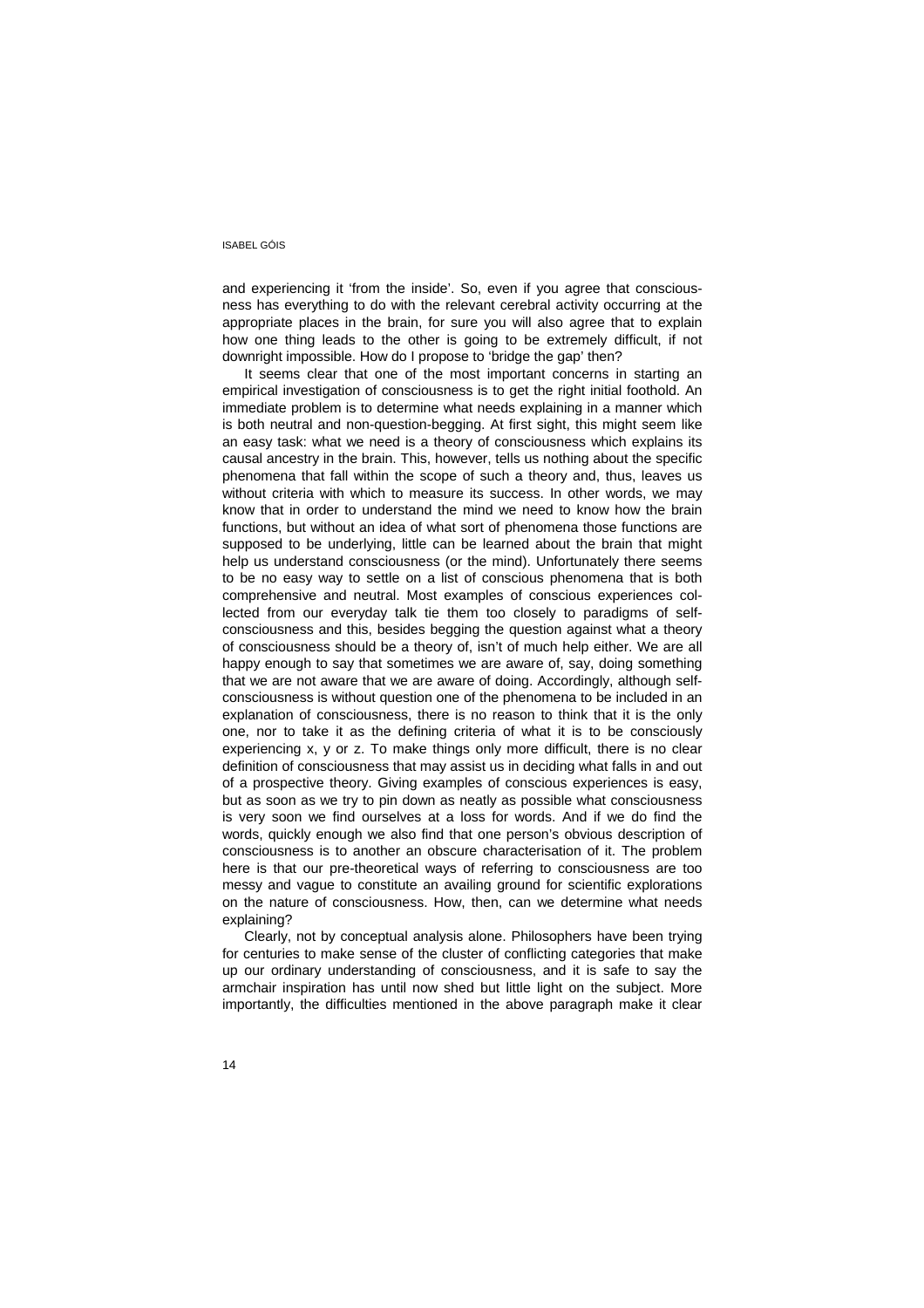and experiencing it 'from the inside'. So, even if you agree that consciousness has everything to do with the relevant cerebral activity occurring at the appropriate places in the brain, for sure you will also agree that to explain how one thing leads to the other is going to be extremely difficult, if not downright impossible. How do I propose to 'bridge the gap' then?

It seems clear that one of the most important concerns in starting an empirical investigation of consciousness is to get the right initial foothold. An immediate problem is to determine what needs explaining in a manner which is both neutral and non-question-begging. At first sight, this might seem like an easy task: what we need is a theory of consciousness which explains its causal ancestry in the brain. This, however, tells us nothing about the specific phenomena that fall within the scope of such a theory and, thus, leaves us without criteria with which to measure its success. In other words, we may know that in order to understand the mind we need to know how the brain functions, but without an idea of what sort of phenomena those functions are supposed to be underlying, little can be learned about the brain that might help us understand consciousness (or the mind). Unfortunately there seems to be no easy way to settle on a list of conscious phenomena that is both comprehensive and neutral. Most examples of conscious experiences collected from our everyday talk tie them too closely to paradigms of self-consciousness and this, besides begging the question against what a theory of consciousness should be a theory of, isn't of much help either. We are all happy enough to say that sometimes we are aware of, say, doing something that we are not aware that we are aware of doing. Accordingly, although self-consciousness is without question one of the phenomena to be included in an explanation of consciousness, there is no reason to think that it is the only one, nor to take it as the defining criteria of what it is to be consciously experiencing x, y or z. To make things only more difficult, there is no clear definition of consciousness that may assist us in deciding what falls in and out of a prospective theory. Giving examples of conscious experiences is easy, but as soon as we try to pin down as neatly as possible what consciousness is very soon we find ourselves at a loss for words. And if we do find the words, quickly enough we also find that one person's obvious description of consciousness is to another an obscure characterisation of it. The problem here is that our pre-theoretical ways of referring to consciousness are too messy and vague to constitute an availing ground for scientific explorations on the nature of consciousness. How, then, can we determine what needs explaining?

Clearly, not by conceptual analysis alone. Philosophers have been trying for centuries to make sense of the cluster of conflicting categories that make up our ordinary understanding of consciousness, and it is safe to say the armchair inspiration has until now shed but little light on the subject. More importantly, the difficulties mentioned in the above paragraph make it clear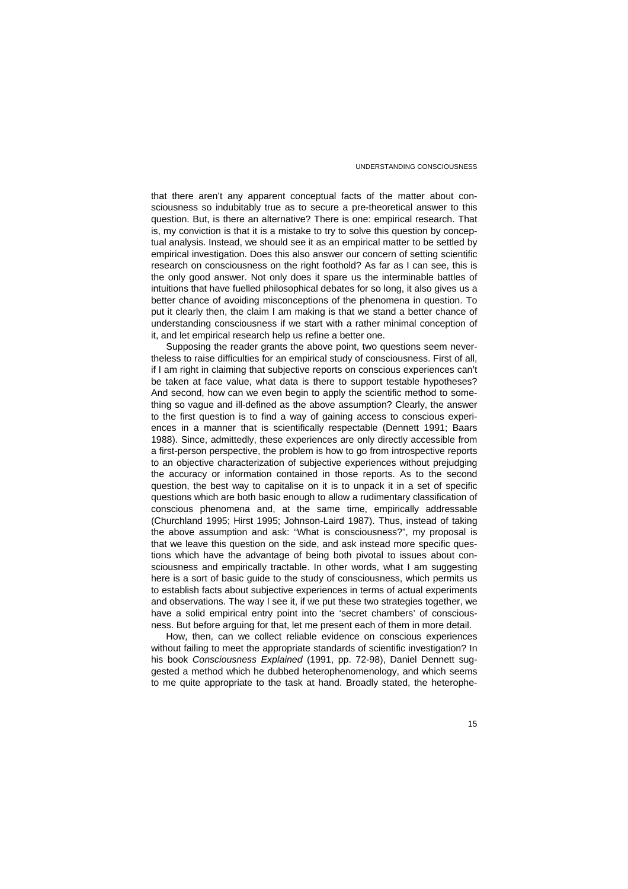that there aren't any apparent conceptual facts of the matter about consciousness so indubitably true as to secure a pre-theoretical answer to this question. But, is there an alternative? There is one: empirical research. That is, my conviction is that it is a mistake to try to solve this question by conceptual analysis. Instead, we should see it as an empirical matter to be settled by empirical investigation. Does this also answer our concern of setting scientific research on consciousness on the right foothold? As far as I can see, this is the only good answer. Not only does it spare us the interminable battles of intuitions that have fuelled philosophical debates for so long, it also gives us a better chance of avoiding misconceptions of the phenomena in question. To put it clearly then, the claim I am making is that we stand a better chance of understanding consciousness if we start with a rather minimal conception of it, and let empirical research help us refine a better one.

Supposing the reader grants the above point, two questions seem nevertheless to raise difficulties for an empirical study of consciousness. First of all, if I am right in claiming that subjective reports on conscious experiences can't be taken at face value, what data is there to support testable hypotheses? And second, how can we even begin to apply the scientific method to something so vague and ill-defined as the above assumption? Clearly, the answer to the first question is to find a way of gaining access to conscious experiences in a manner that is scientifically respectable (Dennett 1991; Baars 1988). Since, admittedly, these experiences are only directly accessible from a first-person perspective, the problem is how to go from introspective reports to an objective characterization of subjective experiences without prejudging the accuracy or information contained in those reports. As to the second question, the best way to capitalise on it is to unpack it in a set of specific questions which are both basic enough to allow a rudimentary classification of conscious phenomena and, at the same time, empirically addressable (Churchland 1995; Hirst 1995; Johnson-Laird 1987). Thus, instead of taking the above assumption and ask: "What is consciousness?", my proposal is that we leave this question on the side, and ask instead more specific questions which have the advantage of being both pivotal to issues about consciousness and empirically tractable. In other words, what I am suggesting here is a sort of basic guide to the study of consciousness, which permits us to establish facts about subjective experiences in terms of actual experiments and observations. The way I see it, if we put these two strategies together, we have a solid empirical entry point into the 'secret chambers' of consciousness. But before arguing for that, let me present each of them in more detail.

How, then, can we collect reliable evidence on conscious experiences without failing to meet the appropriate standards of scientific investigation? In his book *Consciousness Explained* (1991, pp. 72-98), Daniel Dennett suggested a method which he dubbed heterophenomenology, and which seems to me quite appropriate to the task at hand. Broadly stated, the heterophe-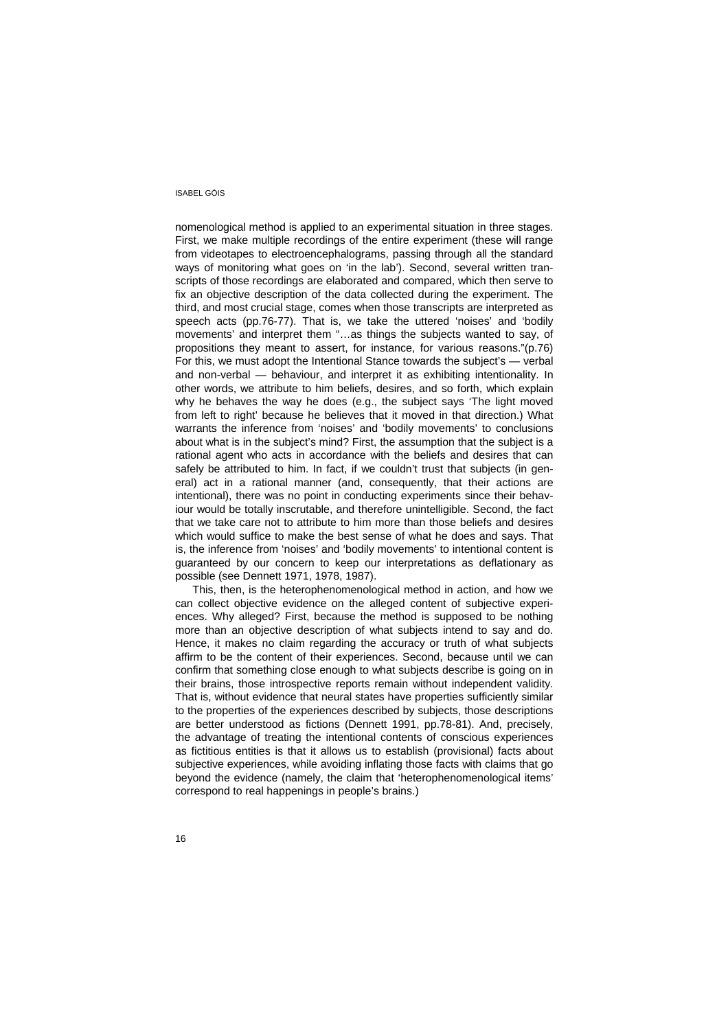nomenological method is applied to an experimental situation in three stages. First, we make multiple recordings of the entire experiment (these will range from videotapes to electroencephalograms, passing through all the standard ways of monitoring what goes on 'in the lab'). Second, several written transcripts of those recordings are elaborated and compared, which then serve to fix an objective description of the data collected during the experiment. The third, and most crucial stage, comes when those transcripts are interpreted as speech acts (pp.76-77). That is, we take the uttered 'noises' and 'bodily movements' and interpret them "…as things the subjects wanted to say, of propositions they meant to assert, for instance, for various reasons."(p.76) For this, we must adopt the Intentional Stance towards the subject's — verbal and non-verbal — behaviour, and interpret it as exhibiting intentionality. In other words, we attribute to him beliefs, desires, and so forth, which explain why he behaves the way he does (e.g., the subject says 'The light moved from left to right' because he believes that it moved in that direction.) What warrants the inference from 'noises' and 'bodily movements' to conclusions about what is in the subject's mind? First, the assumption that the subject is a rational agent who acts in accordance with the beliefs and desires that can safely be attributed to him. In fact, if we couldn't trust that subjects (in general) act in a rational manner (and, consequently, that their actions are intentional), there was no point in conducting experiments since their behaviour would be totally inscrutable, and therefore unintelligible. Second, the fact that we take care not to attribute to him more than those beliefs and desires which would suffice to make the best sense of what he does and says. That is, the inference from 'noises' and 'bodily movements' to intentional content is guaranteed by our concern to keep our interpretations as deflationary as possible (see Dennett 1971, 1978, 1987).

This, then, is the heterophenomenological method in action, and how we can collect objective evidence on the alleged content of subjective experiences. Why alleged? First, because the method is supposed to be nothing more than an objective description of what subjects intend to say and do. Hence, it makes no claim regarding the accuracy or truth of what subjects affirm to be the content of their experiences. Second, because until we can confirm that something close enough to what subjects describe is going on in their brains, those introspective reports remain without independent validity. That is, without evidence that neural states have properties sufficiently similar to the properties of the experiences described by subjects, those descriptions are better understood as fictions (Dennett 1991, pp.78-81). And, precisely, the advantage of treating the intentional contents of conscious experiences as fictitious entities is that it allows us to establish (provisional) facts about subjective experiences, while avoiding inflating those facts with claims that go beyond the evidence (namely, the claim that 'heterophenomenological items' correspond to real happenings in people's brains.)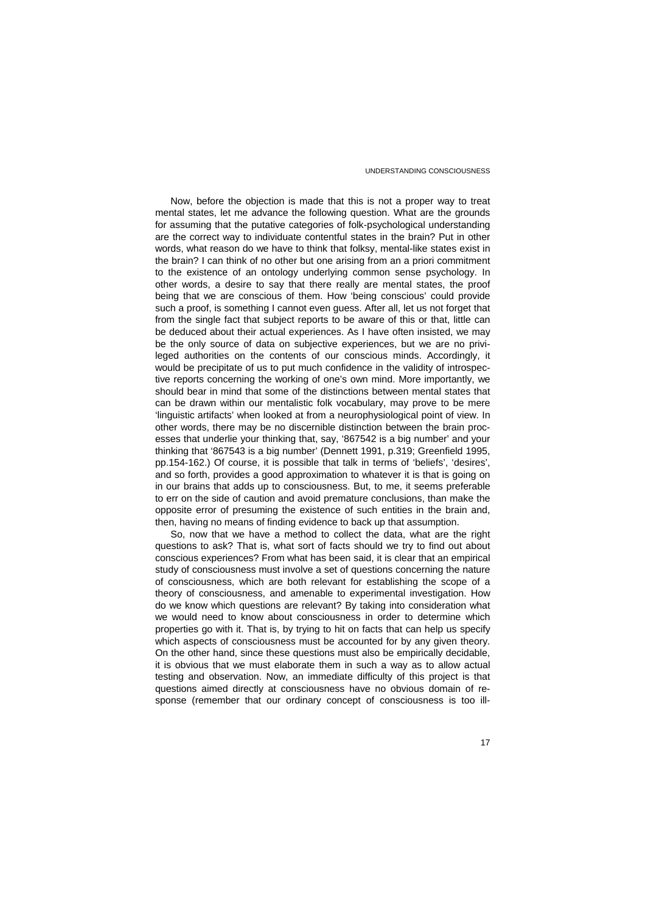Now, before the objection is made that this is not a proper way to treat mental states, let me advance the following question. What are the grounds for assuming that the putative categories of folk-psychological understanding are the correct way to individuate contentful states in the brain? Put in other words, what reason do we have to think that folksy, mental-like states exist in the brain? I can think of no other but one arising from an a priori commitment to the existence of an ontology underlying common sense psychology. In other words, a desire to say that there really are mental states, the proof being that we are conscious of them. How 'being conscious' could provide such a proof, is something I cannot even guess. After all, let us not forget that from the single fact that subject reports to be aware of this or that, little can be deduced about their actual experiences. As I have often insisted, we may be the only source of data on subjective experiences, but we are no privileged authorities on the contents of our conscious minds. Accordingly, it would be precipitate of us to put much confidence in the validity of introspective reports concerning the working of one's own mind. More importantly, we should bear in mind that some of the distinctions between mental states that can be drawn within our mentalistic folk vocabulary, may prove to be mere 'linguistic artifacts' when looked at from a neurophysiological point of view. In other words, there may be no discernible distinction between the brain processes that underlie your thinking that, say, '867542 is a big number' and your thinking that '867543 is a big number' (Dennett 1991, p.319; Greenfield 1995, pp.154-162.) Of course, it is possible that talk in terms of 'beliefs', 'desires', and so forth, provides a good approximation to whatever it is that is going on in our brains that adds up to consciousness. But, to me, it seems preferable to err on the side of caution and avoid premature conclusions, than make the opposite error of presuming the existence of such entities in the brain and, then, having no means of finding evidence to back up that assumption.

So, now that we have a method to collect the data, what are the right questions to ask? That is, what sort of facts should we try to find out about conscious experiences? From what has been said, it is clear that an empirical study of consciousness must involve a set of questions concerning the nature of consciousness, which are both relevant for establishing the scope of a theory of consciousness, and amenable to experimental investigation. How do we know which questions are relevant? By taking into consideration what we would need to know about consciousness in order to determine which properties go with it. That is, by trying to hit on facts that can help us specify which aspects of consciousness must be accounted for by any given theory. On the other hand, since these questions must also be empirically decidable, it is obvious that we must elaborate them in such a way as to allow actual testing and observation. Now, an immediate difficulty of this project is that questions aimed directly at consciousness have no obvious domain of response (remember that our ordinary concept of consciousness is too ill-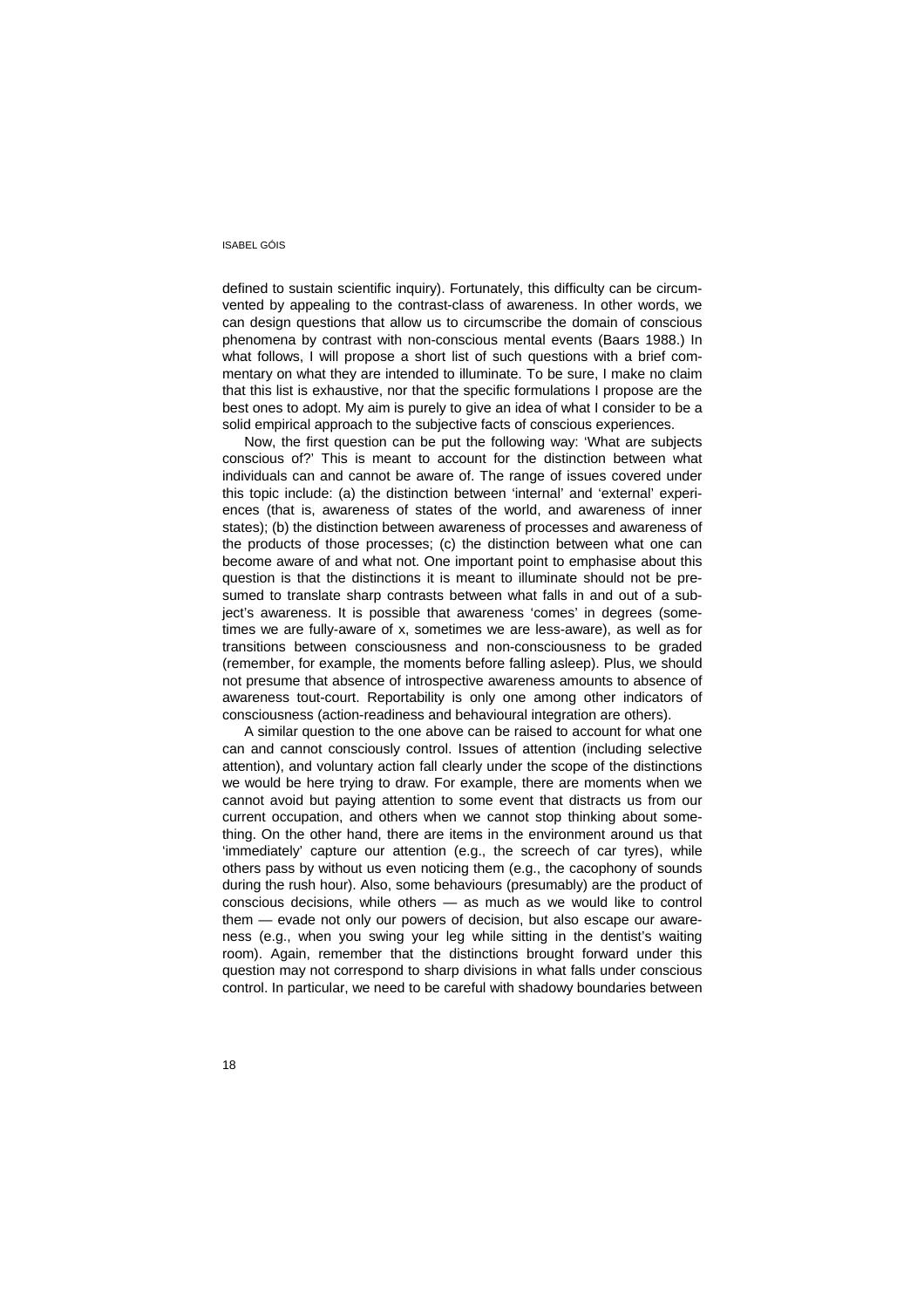defined to sustain scientific inquiry). Fortunately, this difficulty can be circumvented by appealing to the contrast-class of awareness. In other words, we can design questions that allow us to circumscribe the domain of conscious phenomena by contrast with non-conscious mental events (Baars 1988.) In what follows, I will propose a short list of such questions with a brief commentary on what they are intended to illuminate. To be sure, I make no claim that this list is exhaustive, nor that the specific formulations I propose are the best ones to adopt. My aim is purely to give an idea of what I consider to be a solid empirical approach to the subjective facts of conscious experiences.

Now, the first question can be put the following way: 'What are subjects conscious of?' This is meant to account for the distinction between what individuals can and cannot be aware of. The range of issues covered under this topic include: (a) the distinction between 'internal' and 'external' experiences (that is, awareness of states of the world, and awareness of inner states); (b) the distinction between awareness of processes and awareness of the products of those processes; (c) the distinction between what one can become aware of and what not. One important point to emphasise about this question is that the distinctions it is meant to illuminate should not be presumed to translate sharp contrasts between what falls in and out of a subject's awareness. It is possible that awareness 'comes' in degrees (sometimes we are fully-aware of x, sometimes we are less-aware), as well as for transitions between consciousness and non-consciousness to be graded (remember, for example, the moments before falling asleep). Plus, we should not presume that absence of introspective awareness amounts to absence of awareness tout-court. Reportability is only one among other indicators of consciousness (action-readiness and behavioural integration are others).

A similar question to the one above can be raised to account for what one can and cannot consciously control. Issues of attention (including selective attention), and voluntary action fall clearly under the scope of the distinctions we would be here trying to draw. For example, there are moments when we cannot avoid but paying attention to some event that distracts us from our current occupation, and others when we cannot stop thinking about something. On the other hand, there are items in the environment around us that 'immediately' capture our attention (e.g., the screech of car tyres), while others pass by without us even noticing them (e.g., the cacophony of sounds during the rush hour). Also, some behaviours (presumably) are the product of conscious decisions, while others — as much as we would like to control them — evade not only our powers of decision, but also escape our awareness (e.g., when you swing your leg while sitting in the dentist's waiting room). Again, remember that the distinctions brought forward under this question may not correspond to sharp divisions in what falls under conscious control. In particular, we need to be careful with shadowy boundaries between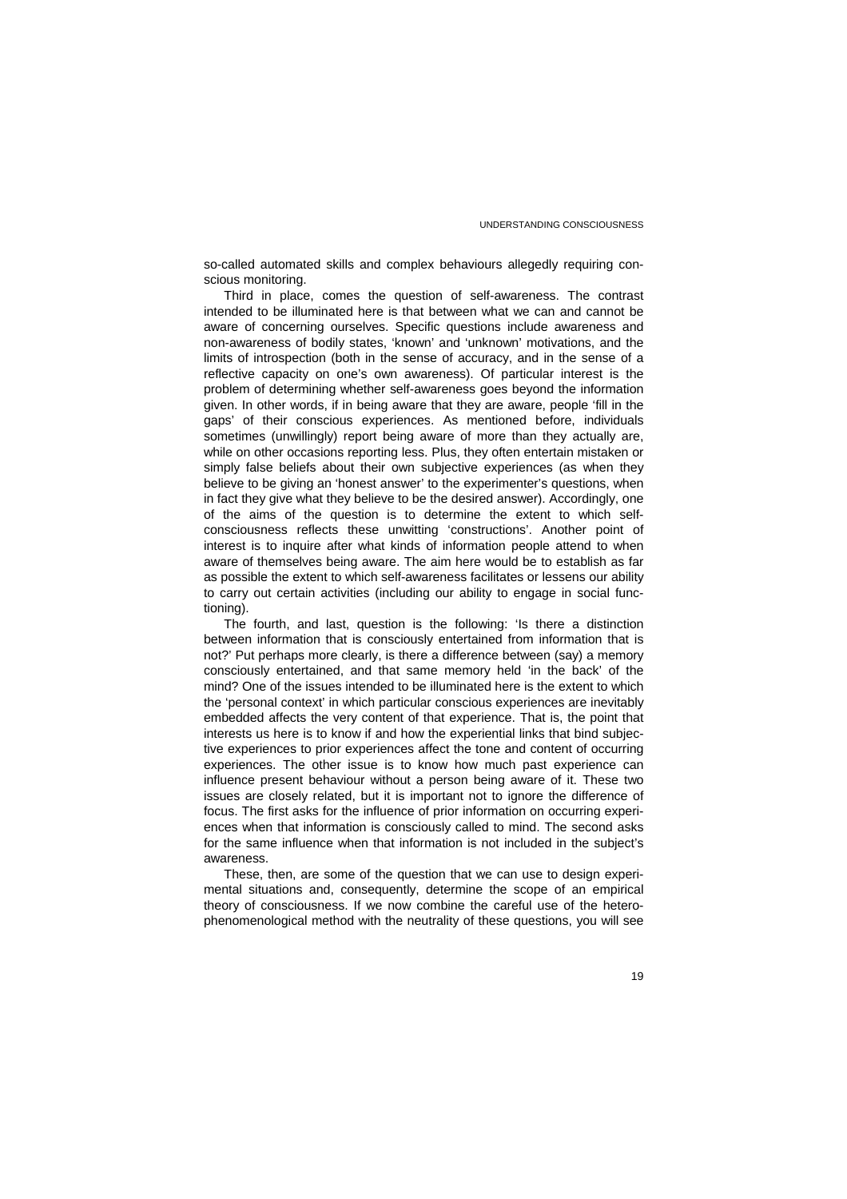so-called automated skills and complex behaviours allegedly requiring conscious monitoring.

Third in place, comes the question of self-awareness. The contrast intended to be illuminated here is that between what we can and cannot be aware of concerning ourselves. Specific questions include awareness and non-awareness of bodily states, 'known' and 'unknown' motivations, and the limits of introspection (both in the sense of accuracy, and in the sense of a reflective capacity on one's own awareness). Of particular interest is the problem of determining whether self-awareness goes beyond the information given. In other words, if in being aware that they are aware, people 'fill in the gaps' of their conscious experiences. As mentioned before, individuals sometimes (unwillingly) report being aware of more than they actually are, while on other occasions reporting less. Plus, they often entertain mistaken or simply false beliefs about their own subjective experiences (as when they believe to be giving an 'honest answer' to the experimenter's questions, when in fact they give what they believe to be the desired answer). Accordingly, one of the aims of the question is to determine the extent to which self-consciousness reflects these unwitting 'constructions'. Another point of interest is to inquire after what kinds of information people attend to when aware of themselves being aware. The aim here would be to establish as far as possible the extent to which self-awareness facilitates or lessens our ability to carry out certain activities (including our ability to engage in social functioning).

The fourth, and last, question is the following: 'Is there a distinction between information that is consciously entertained from information that is not?' Put perhaps more clearly, is there a difference between (say) a memory consciously entertained, and that same memory held 'in the back' of the mind? One of the issues intended to be illuminated here is the extent to which the 'personal context' in which particular conscious experiences are inevitably embedded affects the very content of that experience. That is, the point that interests us here is to know if and how the experiential links that bind subjective experiences to prior experiences affect the tone and content of occurring experiences. The other issue is to know how much past experience can influence present behaviour without a person being aware of it. These two issues are closely related, but it is important not to ignore the difference of focus. The first asks for the influence of prior information on occurring experiences when that information is consciously called to mind. The second asks for the same influence when that information is not included in the subject's awareness.

These, then, are some of the question that we can use to design experimental situations and, consequently, determine the scope of an empirical theory of consciousness. If we now combine the careful use of the heterophenomenological method with the neutrality of these questions, you will see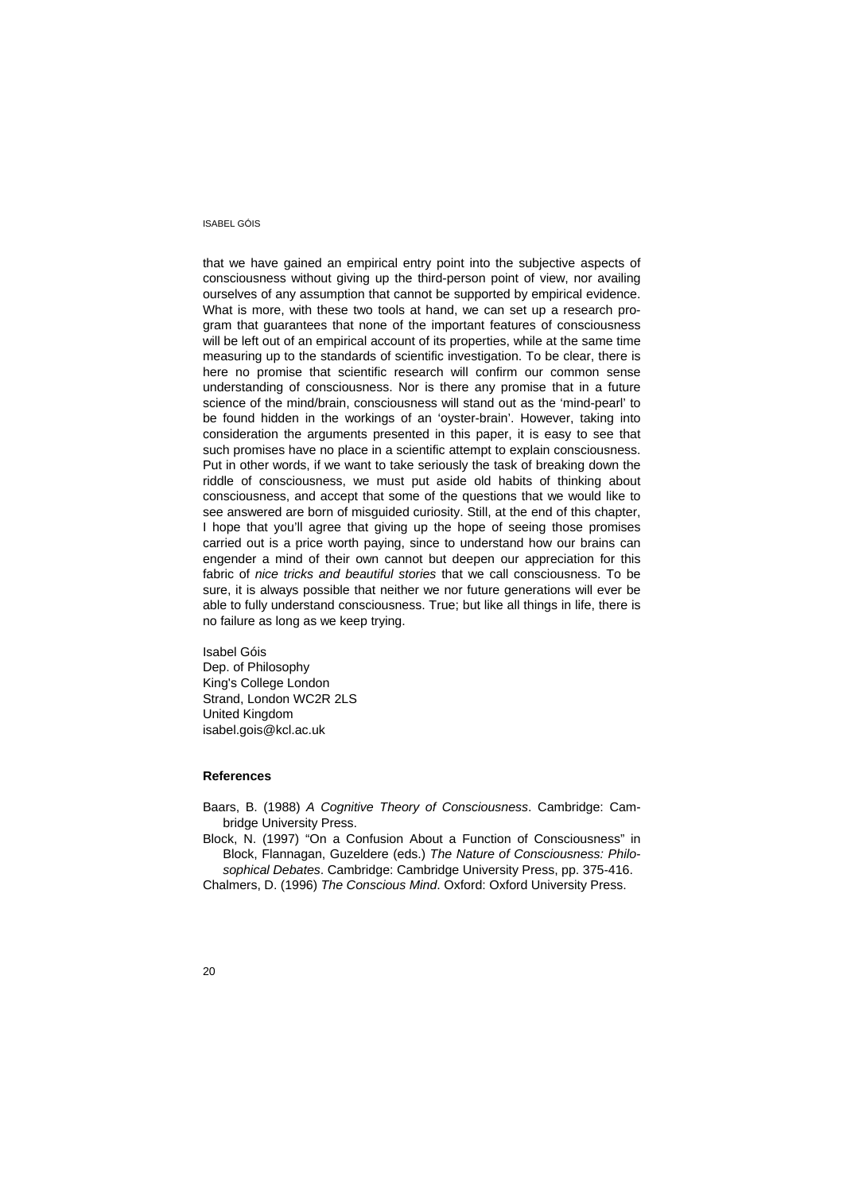that we have gained an empirical entry point into the subjective aspects of consciousness without giving up the third-person point of view, nor availing ourselves of any assumption that cannot be supported by empirical evidence. What is more, with these two tools at hand, we can set up a research program that guarantees that none of the important features of consciousness will be left out of an empirical account of its properties, while at the same time measuring up to the standards of scientific investigation. To be clear, there is here no promise that scientific research will confirm our common sense understanding of consciousness. Nor is there any promise that in a future science of the mind/brain, consciousness will stand out as the 'mind-pearl' to be found hidden in the workings of an 'oyster-brain'. However, taking into consideration the arguments presented in this paper, it is easy to see that such promises have no place in a scientific attempt to explain consciousness. Put in other words, if we want to take seriously the task of breaking down the riddle of consciousness, we must put aside old habits of thinking about consciousness, and accept that some of the questions that we would like to see answered are born of misguided curiosity. Still, at the end of this chapter, I hope that you'll agree that giving up the hope of seeing those promises carried out is a price worth paying, since to understand how our brains can engender a mind of their own cannot but deepen our appreciation for this fabric of *nice tricks and beautiful stories* that we call consciousness. To be sure, it is always possible that neither we nor future generations will ever be able to fully understand consciousness. True; but like all things in life, there is no failure as long as we keep trying.

Isabel Góis
Dep. of Philosophy
King's College London
Strand, London WC2R 2LS
United Kingdom
isabel.gois@kcl.ac.uk

### References

Baars, B. (1988) *A Cognitive Theory of Consciousness*. Cambridge: Cambridge University Press.

Block, N. (1997) "On a Confusion About a Function of Consciousness" in Block, Flannagan, Guzeldere (eds.) *The Nature of Consciousness: Philosophical Debates*. Cambridge: Cambridge University Press, pp. 375-416.

Chalmers, D. (1996) *The Conscious Mind*. Oxford: Oxford University Press.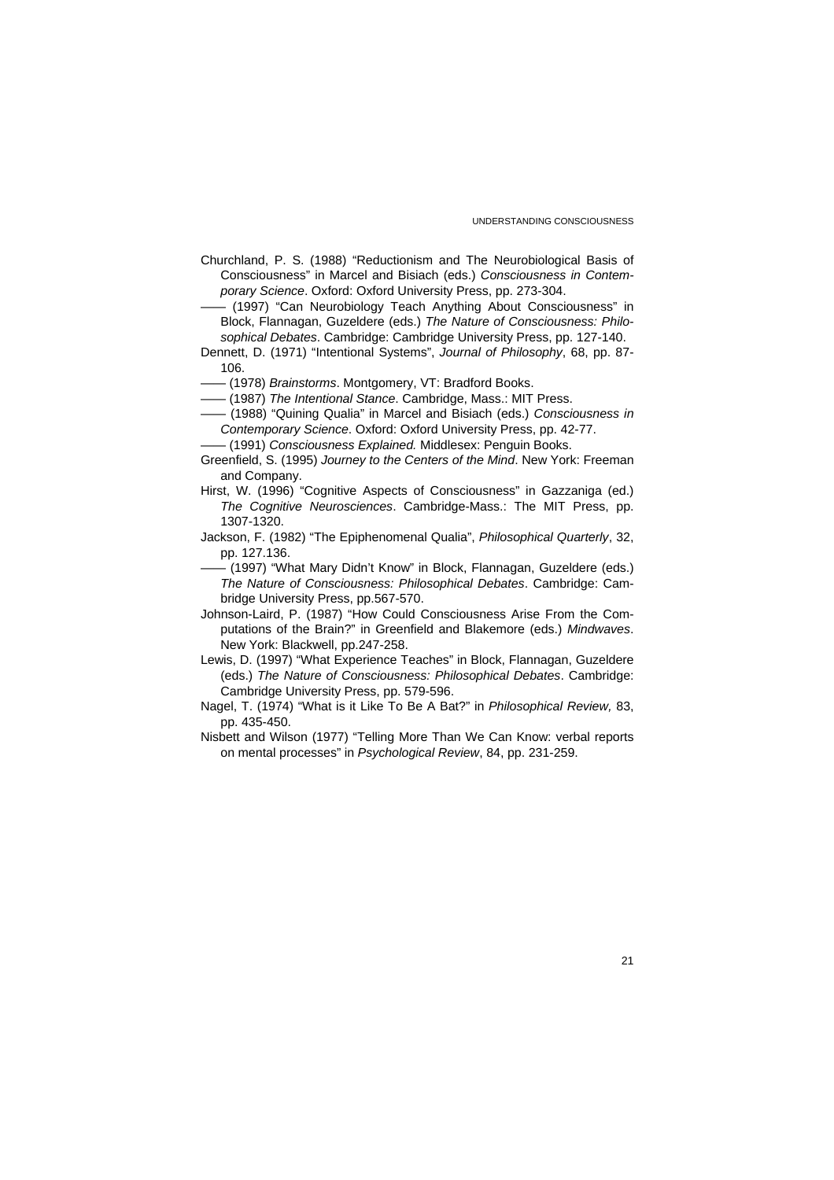Churchland, P. S. (1988) "Reductionism and The Neurobiological Basis of Consciousness" in Marcel and Bisiach (eds.) *Consciousness in Contemporary Science*. Oxford: Oxford University Press, pp. 273-304.

—— (1997) "Can Neurobiology Teach Anything About Consciousness" in Block, Flannagan, Guzeldere (eds.) *The Nature of Consciousness: Philosophical Debates*. Cambridge: Cambridge University Press, pp. 127-140.

Dennett, D. (1971) "Intentional Systems", *Journal of Philosophy*, 68, pp. 87-106.

—— (1978) *Brainstorms*. Montgomery, VT: Bradford Books.

—— (1987) *The Intentional Stance*. Cambridge, Mass.: MIT Press.

—— (1988) "Quining Qualia" in Marcel and Bisiach (eds.) *Consciousness in Contemporary Science*. Oxford: Oxford University Press, pp. 42-77.

—— (1991) *Consciousness Explained.* Middlesex: Penguin Books.

Greenfield, S. (1995) *Journey to the Centers of the Mind*. New York: Freeman and Company.

Hirst, W. (1996) "Cognitive Aspects of Consciousness" in Gazzaniga (ed.) *The Cognitive Neurosciences*. Cambridge-Mass.: The MIT Press, pp. 1307-1320.

Jackson, F. (1982) "The Epiphenomenal Qualia", *Philosophical Quarterly*, 32, pp. 127.136.

—— (1997) "What Mary Didn't Know" in Block, Flannagan, Guzeldere (eds.) *The Nature of Consciousness: Philosophical Debates*. Cambridge: Cambridge University Press, pp.567-570.

Johnson-Laird, P. (1987) "How Could Consciousness Arise From the Computations of the Brain?" in Greenfield and Blakemore (eds.) *Mindwaves*. New York: Blackwell, pp.247-258.

Lewis, D. (1997) "What Experience Teaches" in Block, Flannagan, Guzeldere (eds.) *The Nature of Consciousness: Philosophical Debates*. Cambridge: Cambridge University Press, pp. 579-596.

Nagel, T. (1974) "What is it Like To Be A Bat?" in *Philosophical Review,* 83, pp. 435-450.

Nisbett and Wilson (1977) "Telling More Than We Can Know: verbal reports on mental processes" in *Psychological Review*, 84, pp. 231-259.